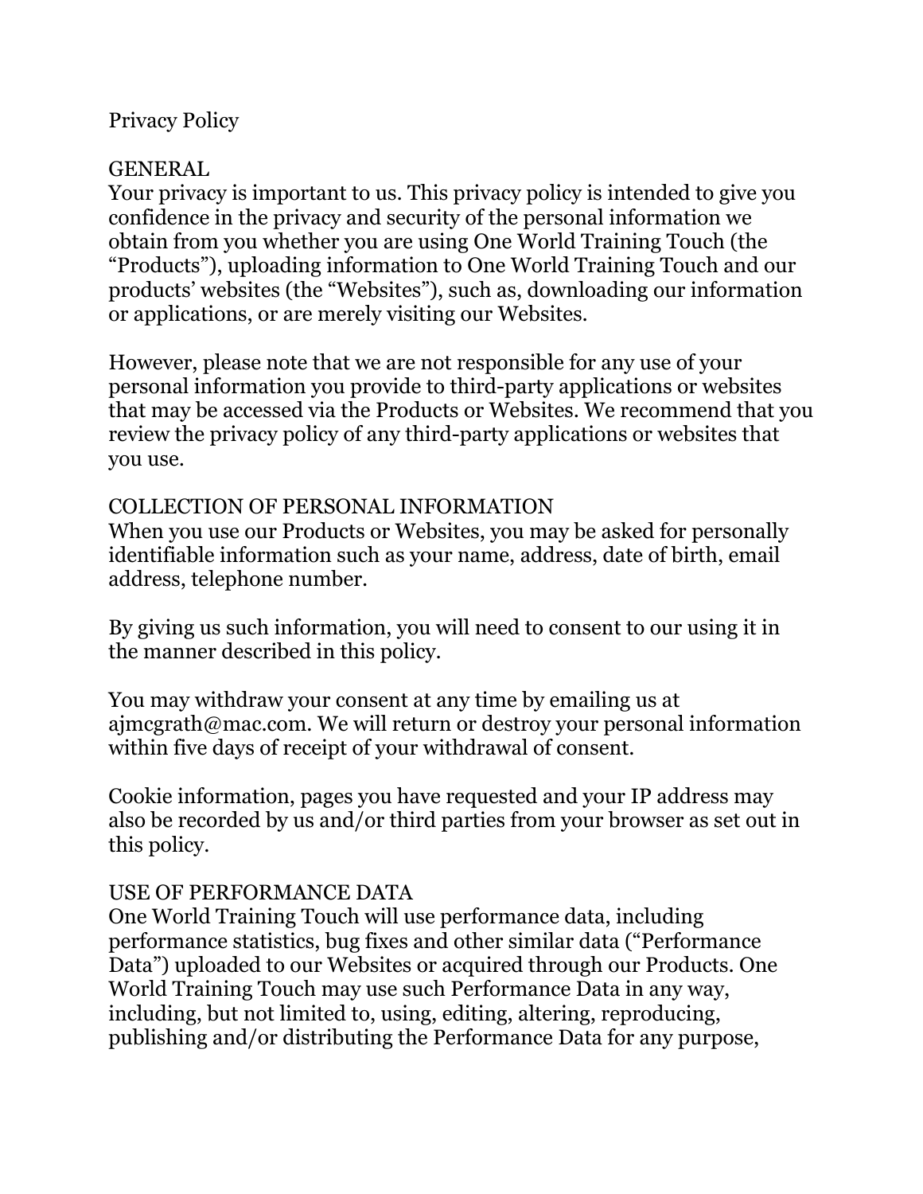# Privacy Policy

## GENERAL

Your privacy is important to us. This privacy policy is intended to give you confidence in the privacy and security of the personal information we obtain from you whether you are using One World Training Touch (the "Products"), uploading information to One World Training Touch and our products' websites (the "Websites"), such as, downloading our information or applications, or are merely visiting our Websites.

However, please note that we are not responsible for any use of your personal information you provide to third-party applications or websites that may be accessed via the Products or Websites. We recommend that you review the privacy policy of any third-party applications or websites that you use.

## COLLECTION OF PERSONAL INFORMATION

When you use our Products or Websites, you may be asked for personally identifiable information such as your name, address, date of birth, email address, telephone number.

By giving us such information, you will need to consent to our using it in the manner described in this policy.

You may withdraw your consent at any time by emailing us at ajmcgrath@mac.com. We will return or destroy your personal information within five days of receipt of your withdrawal of consent.

Cookie information, pages you have requested and your IP address may also be recorded by us and/or third parties from your browser as set out in this policy.

## USE OF PERFORMANCE DATA

One World Training Touch will use performance data, including performance statistics, bug fixes and other similar data ("Performance Data") uploaded to our Websites or acquired through our Products. One World Training Touch may use such Performance Data in any way, including, but not limited to, using, editing, altering, reproducing, publishing and/or distributing the Performance Data for any purpose,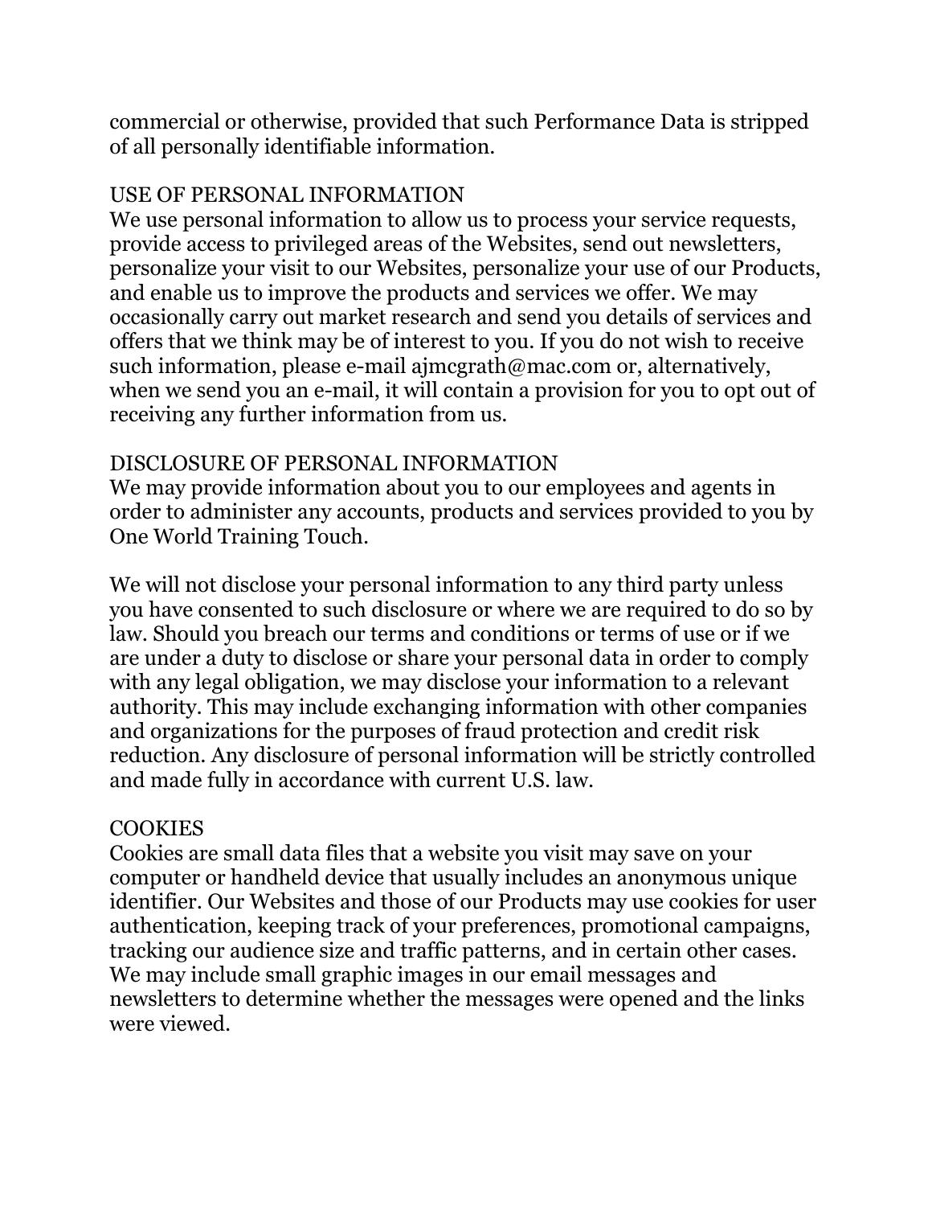commercial or otherwise, provided that such Performance Data is stripped of all personally identifiable information.

## USE OF PERSONAL INFORMATION

We use personal information to allow us to process your service requests, provide access to privileged areas of the Websites, send out newsletters, personalize your visit to our Websites, personalize your use of our Products, and enable us to improve the products and services we offer. We may occasionally carry out market research and send you details of services and offers that we think may be of interest to you. If you do not wish to receive such information, please e-mail ajmcgrath@mac.com or, alternatively, when we send you an e-mail, it will contain a provision for you to opt out of receiving any further information from us.

## DISCLOSURE OF PERSONAL INFORMATION

We may provide information about you to our employees and agents in order to administer any accounts, products and services provided to you by One World Training Touch.

We will not disclose your personal information to any third party unless you have consented to such disclosure or where we are required to do so by law. Should you breach our terms and conditions or terms of use or if we are under a duty to disclose or share your personal data in order to comply with any legal obligation, we may disclose your information to a relevant authority. This may include exchanging information with other companies and organizations for the purposes of fraud protection and credit risk reduction. Any disclosure of personal information will be strictly controlled and made fully in accordance with current U.S. law.

## COOKIES

Cookies are small data files that a website you visit may save on your computer or handheld device that usually includes an anonymous unique identifier. Our Websites and those of our Products may use cookies for user authentication, keeping track of your preferences, promotional campaigns, tracking our audience size and traffic patterns, and in certain other cases. We may include small graphic images in our email messages and newsletters to determine whether the messages were opened and the links were viewed.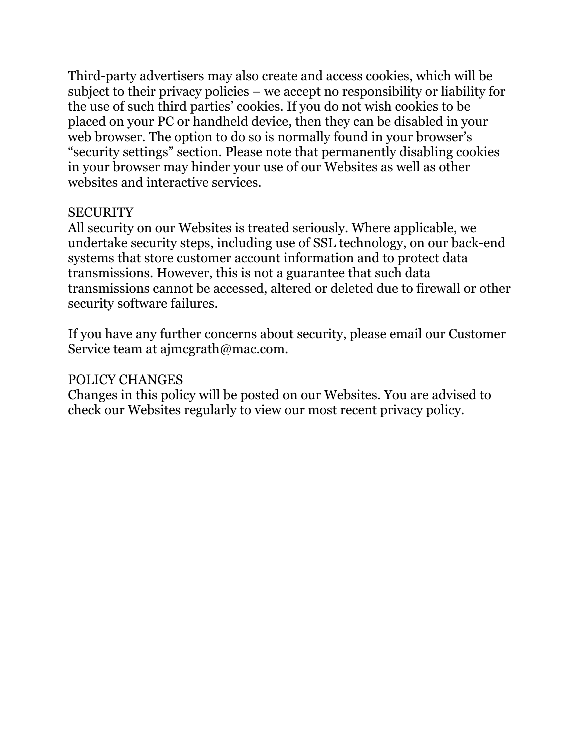Third-party advertisers may also create and access cookies, which will be subject to their privacy policies – we accept no responsibility or liability for the use of such third parties' cookies. If you do not wish cookies to be placed on your PC or handheld device, then they can be disabled in your web browser. The option to do so is normally found in your browser's "security settings" section. Please note that permanently disabling cookies in your browser may hinder your use of our Websites as well as other websites and interactive services.

SECURITY

All security on our Websites is treated seriously. Where applicable, we undertake security steps, including use of SSL technology, on our back-end systems that store customer account information and to protect data transmissions. However, this is not a guarantee that such data transmissions cannot be accessed, altered or deleted due to firewall or other security software failures.

If you have any further concerns about security, please email our Customer Service team at ajmcgrath@mac.com.

POLICY CHANGES

Changes in this policy will be posted on our Websites. You are advised to check our Websites regularly to view our most recent privacy policy.